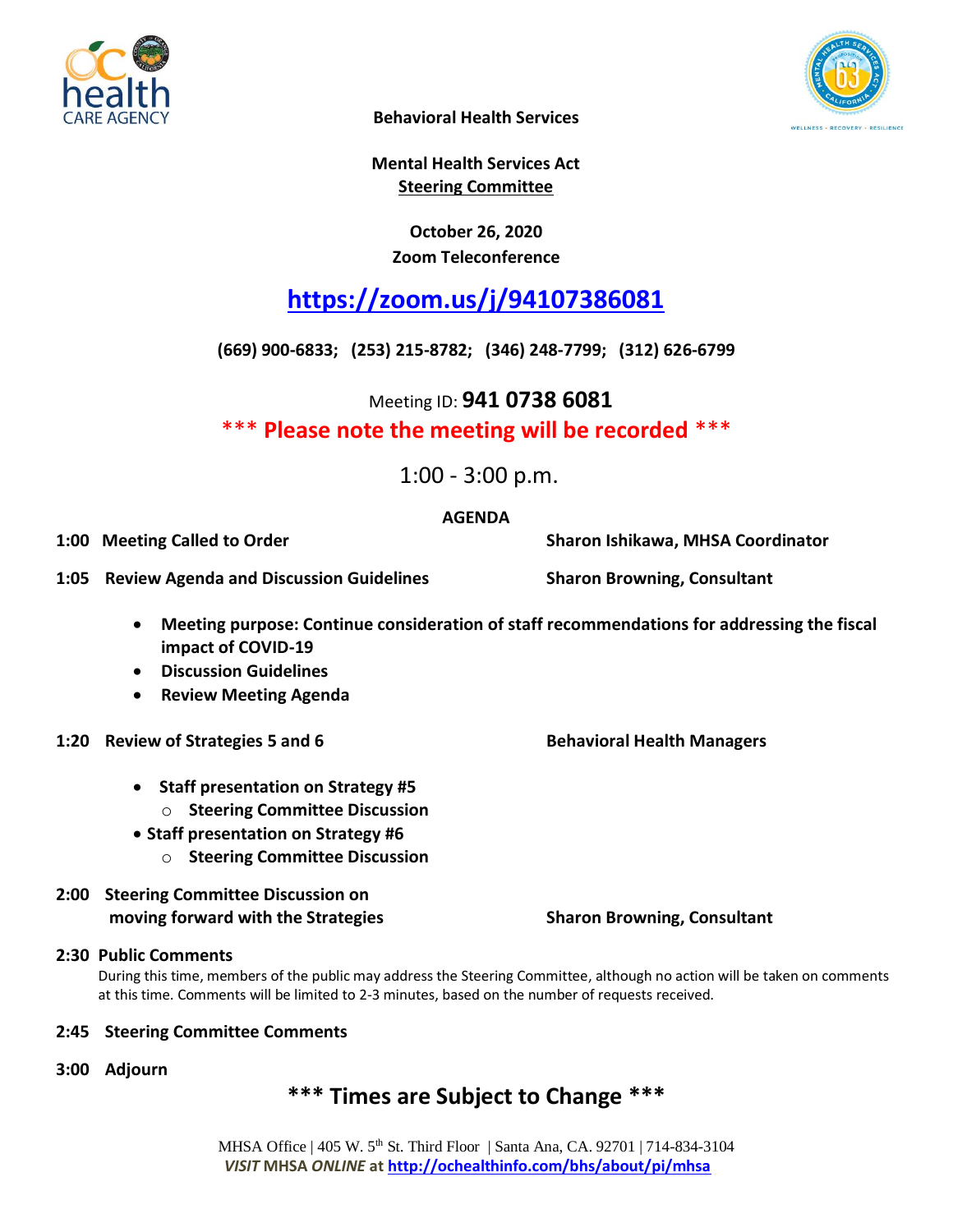**Behavioral Health Services**

**Mental Health Services Act**
**Steering Committee**

**October 26, 2020**
**Zoom Teleconference**

## https://zoom.us/j/94107386081

**(669) 900-6833; (253) 215-8782; (346) 248-7799; (312) 626-6799**

Meeting ID: **941 0738 6081**

**\*\*\* Please note the meeting will be recorded \*\*\***

1:00 - 3:00 p.m.

**AGENDA**

**1:00 Meeting Called to Order** — **Sharon Ishikawa, MHSA Coordinator**

**1:05 Review Agenda and Discussion Guidelines** — **Sharon Browning, Consultant**

- **Meeting purpose: Continue consideration of staff recommendations for addressing the fiscal impact of COVID-19**
- **Discussion Guidelines**
- **Review Meeting Agenda**

**1:20 Review of Strategies 5 and 6** — **Behavioral Health Managers**

- **Staff presentation on Strategy #5**
  - **Steering Committee Discussion**
- **Staff presentation on Strategy #6**
  - **Steering Committee Discussion**

**2:00 Steering Committee Discussion on moving forward with the Strategies** — **Sharon Browning, Consultant**

**2:30 Public Comments**

During this time, members of the public may address the Steering Committee, although no action will be taken on comments at this time. Comments will be limited to 2-3 minutes, based on the number of requests received.

**2:45 Steering Committee Comments**

**3:00 Adjourn**

**\*\*\* Times are Subject to Change \*\*\***

MHSA Office | 405 W. 5th St. Third Floor | Santa Ana, CA. 92701 | 714-834-3104
*VISIT* **MHSA** ***ONLINE*** **at** http://ochealthinfo.com/bhs/about/pi/mhsa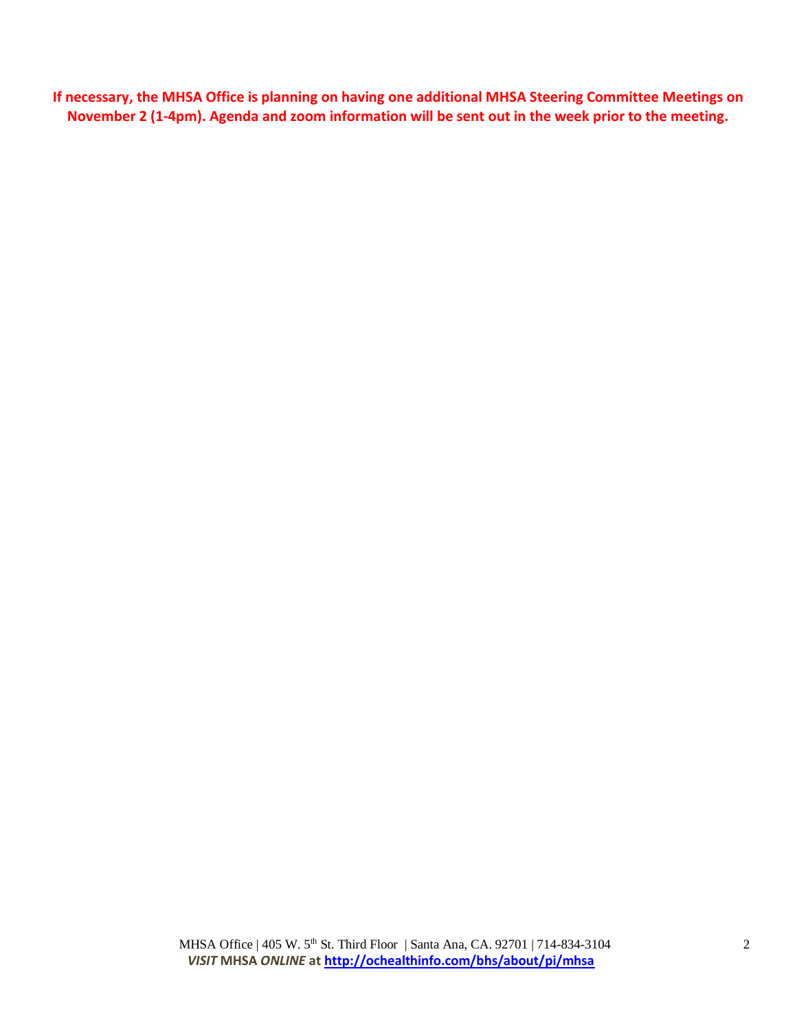**If necessary, the MHSA Office is planning on having one additional MHSA Steering Committee Meetings on November 2 (1-4pm). Agenda and zoom information will be sent out in the week prior to the meeting.**